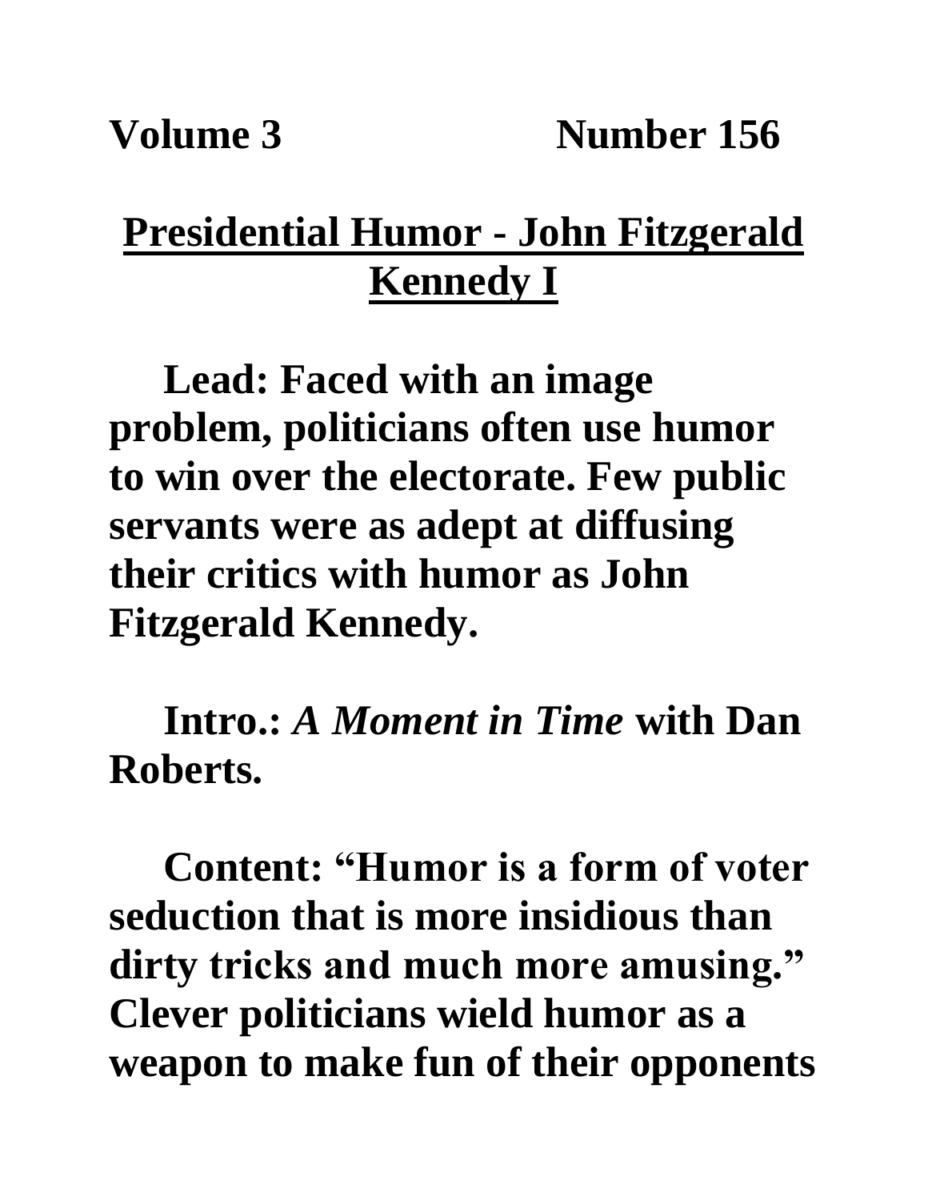**Volume 3 Number 156**

# Presidential Humor - John Fitzgerald Kennedy I

**Lead: Faced with an image problem, politicians often use humor to win over the electorate. Few public servants were as adept at diffusing their critics with humor as John Fitzgerald Kennedy.**

**Intro.:** ***A Moment in Time*** **with Dan Roberts.**

**Content: "Humor is a form of voter seduction that is more insidious than dirty tricks and much more amusing." Clever politicians wield humor as a weapon to make fun of their opponents**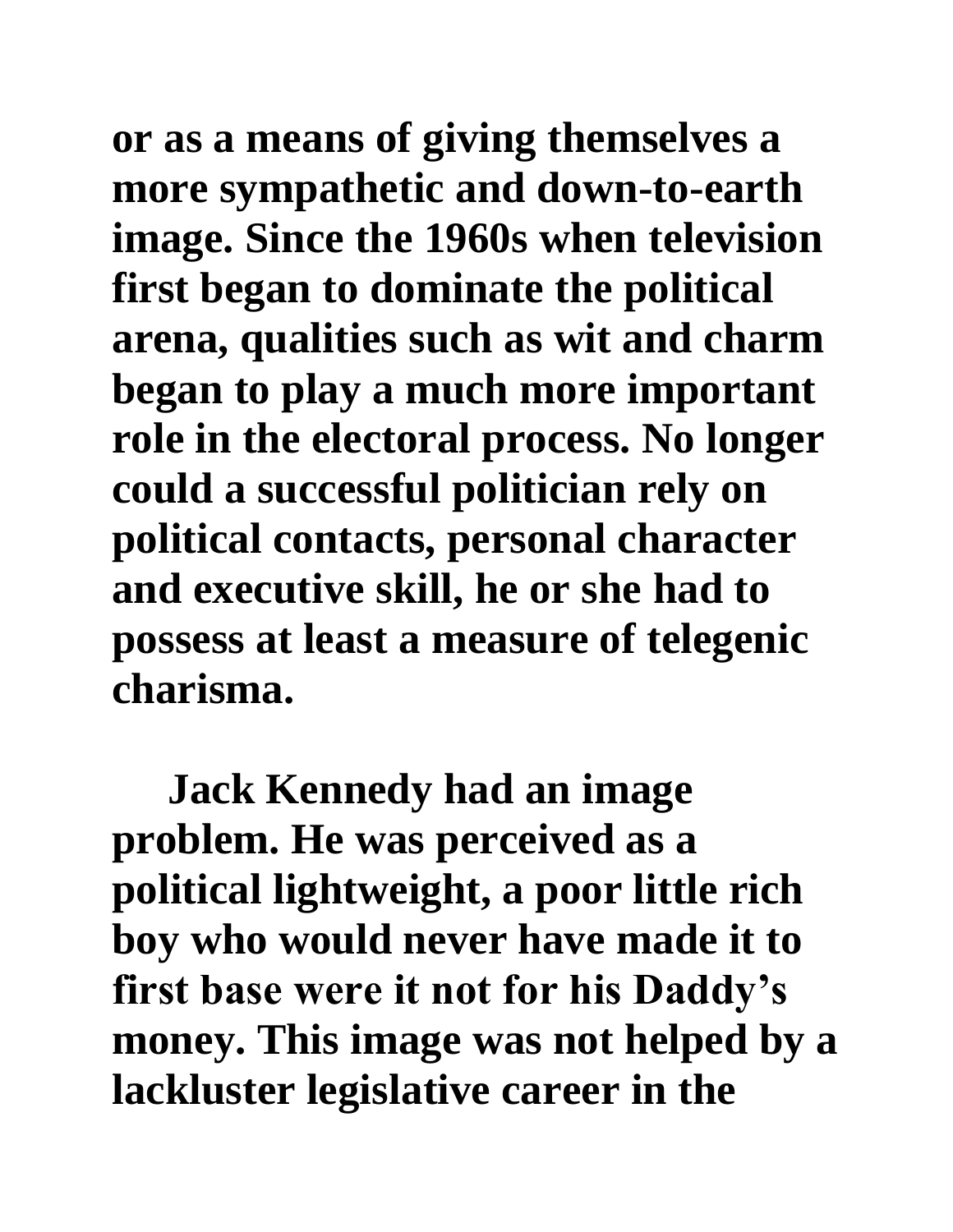**or as a means of giving themselves a more sympathetic and down-to-earth image. Since the 1960s when television first began to dominate the political arena, qualities such as wit and charm began to play a much more important role in the electoral process. No longer could a successful politician rely on political contacts, personal character and executive skill, he or she had to possess at least a measure of telegenic charisma.**

**Jack Kennedy had an image problem. He was perceived as a political lightweight, a poor little rich boy who would never have made it to first base were it not for his Daddy's money. This image was not helped by a lackluster legislative career in the**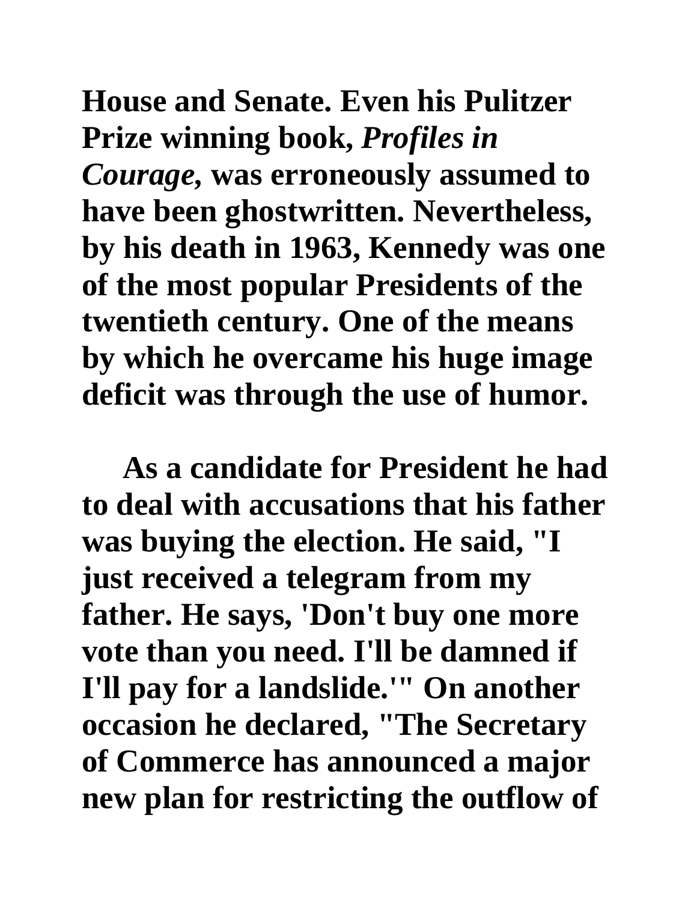**House and Senate. Even his Pulitzer Prize winning book, *Profiles in Courage*, was erroneously assumed to have been ghostwritten. Nevertheless, by his death in 1963, Kennedy was one of the most popular Presidents of the twentieth century. One of the means by which he overcame his huge image deficit was through the use of humor.**

**As a candidate for President he had to deal with accusations that his father was buying the election. He said, "I just received a telegram from my father. He says, 'Don't buy one more vote than you need. I'll be damned if I'll pay for a landslide.'" On another occasion he declared, "The Secretary of Commerce has announced a major new plan for restricting the outflow of**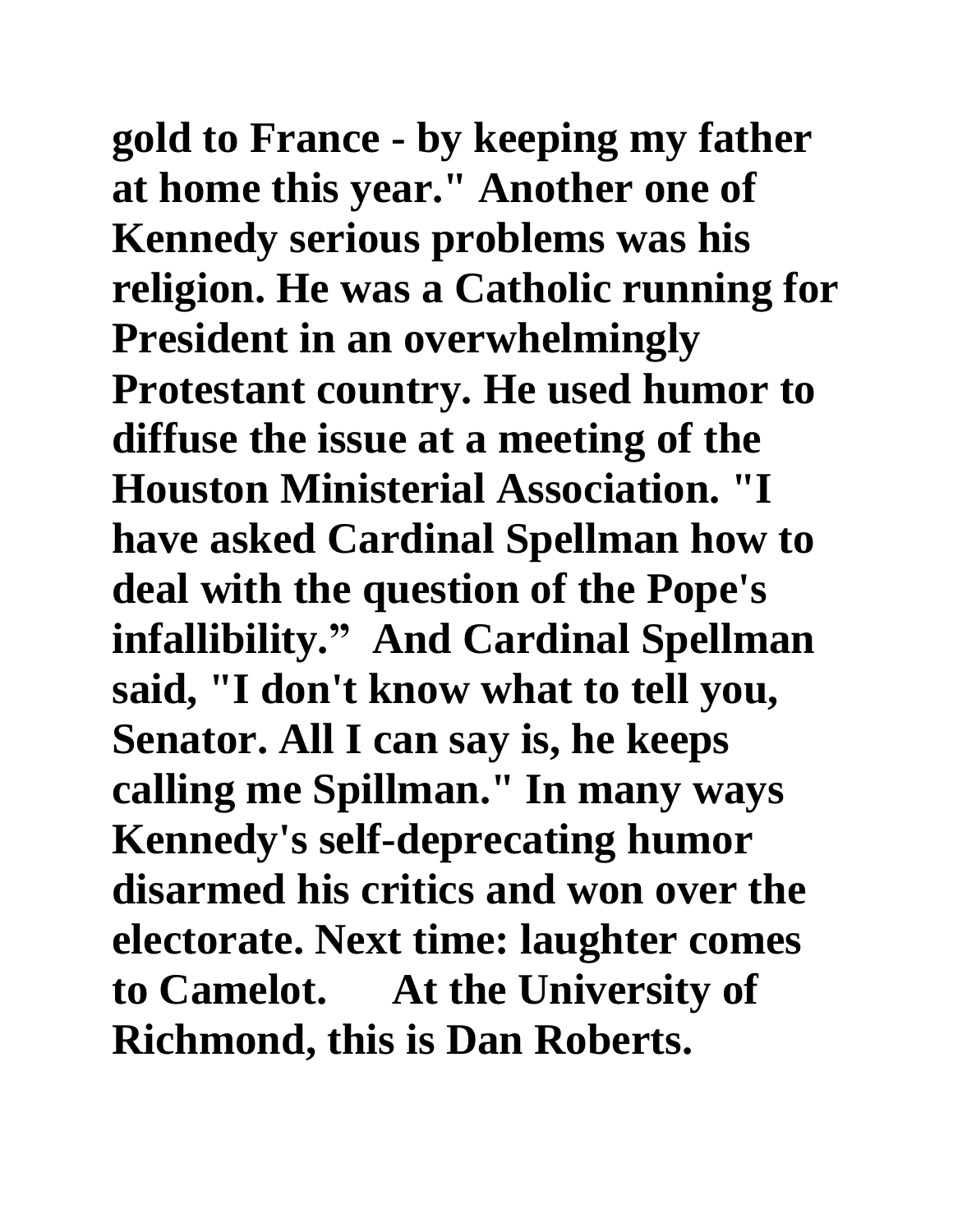**gold to France - by keeping my father at home this year." Another one of Kennedy serious problems was his religion. He was a Catholic running for President in an overwhelmingly Protestant country. He used humor to diffuse the issue at a meeting of the Houston Ministerial Association. "I have asked Cardinal Spellman how to deal with the question of the Pope's infallibility." And Cardinal Spellman said, "I don't know what to tell you, Senator. All I can say is, he keeps calling me Spillman." In many ways Kennedy's self-deprecating humor disarmed his critics and won over the electorate. Next time: laughter comes to Camelot. At the University of Richmond, this is Dan Roberts.**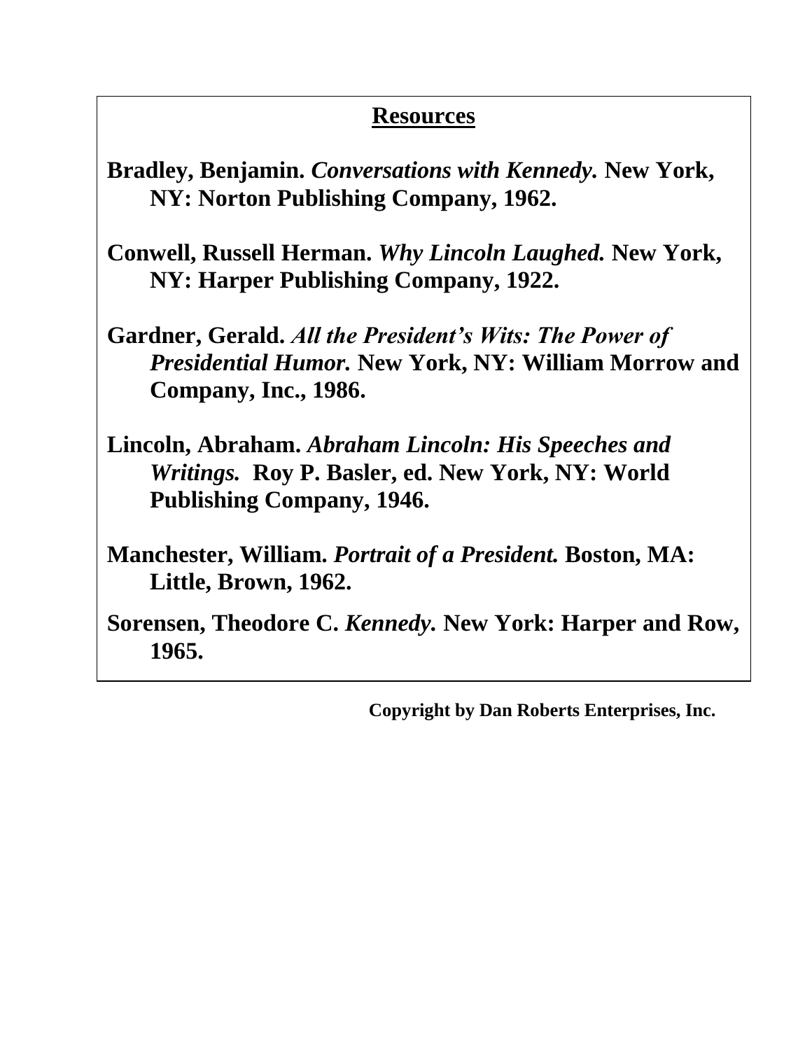## Resources

**Bradley, Benjamin.** ***Conversations with Kennedy.*** **New York, NY: Norton Publishing Company, 1962.**

**Conwell, Russell Herman.** ***Why Lincoln Laughed.*** **New York, NY: Harper Publishing Company, 1922.**

**Gardner, Gerald.** ***All the President's Wits: The Power of Presidential Humor.*** **New York, NY: William Morrow and Company, Inc., 1986.**

**Lincoln, Abraham.** ***Abraham Lincoln: His Speeches and Writings.*** **Roy P. Basler, ed. New York, NY: World Publishing Company, 1946.**

**Manchester, William.** ***Portrait of a President.*** **Boston, MA: Little, Brown, 1962.**

**Sorensen, Theodore C.** ***Kennedy.*** **New York: Harper and Row, 1965.**

**Copyright by Dan Roberts Enterprises, Inc.**